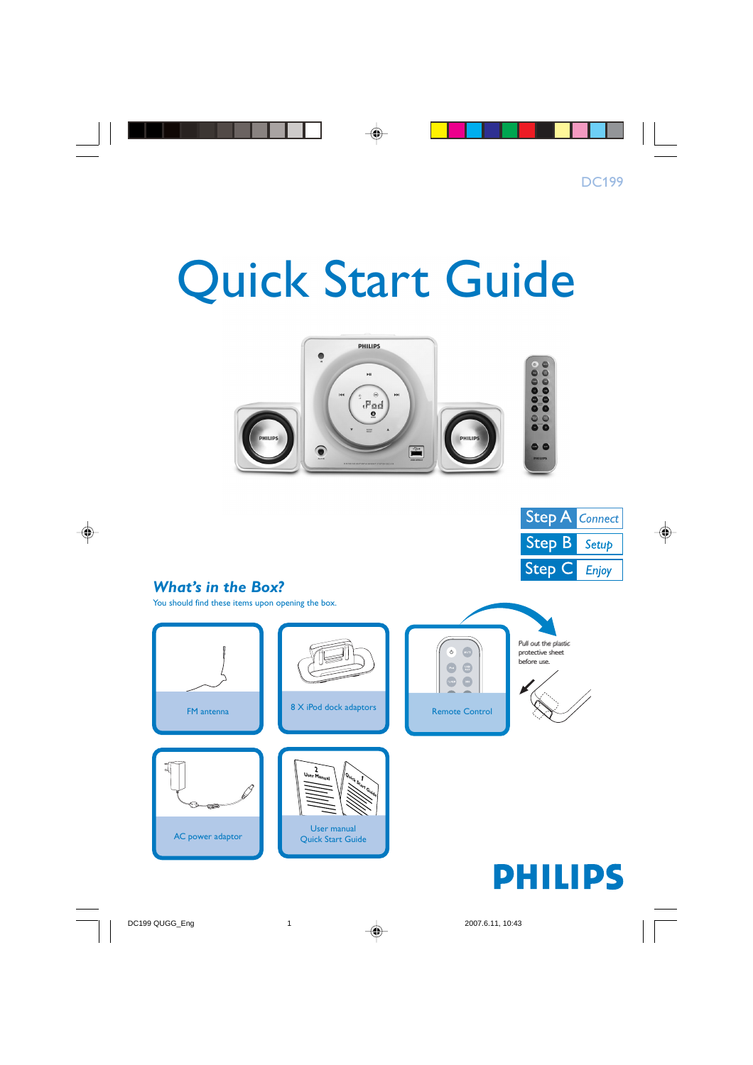DC199

# Quick Start Guide

Step A Connect

Step B Setup

Step C Enjoy

## *What's in the Box?*

You should find these items upon opening the box.

- FM antenna
- 8 X iPod dock adaptors
- Remote Control
- AC power adaptor
- User manual
- Quick Start Guide

Pull out the plastic protective sheet before use.

PHILIPS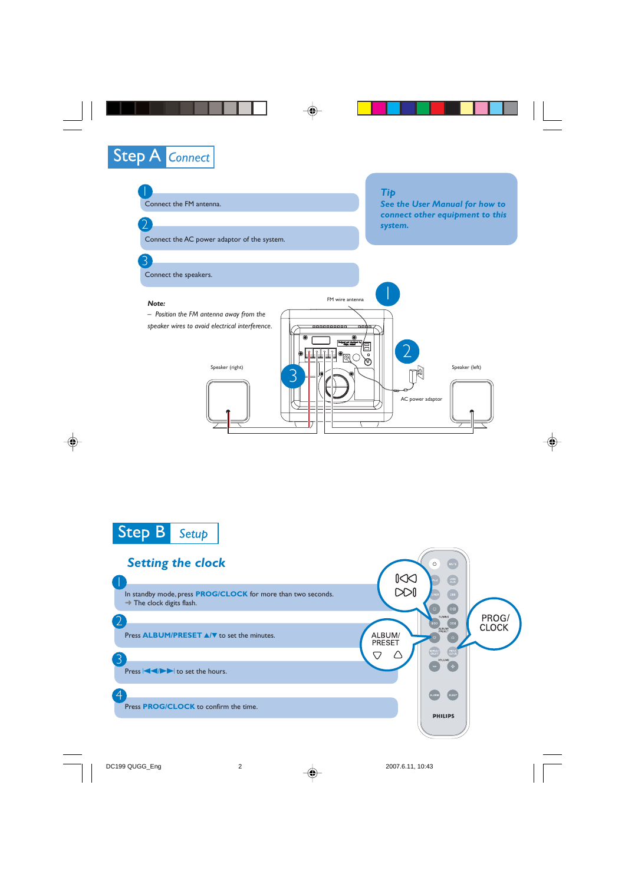# Step A Connect

1. Connect the FM antenna.
2. Connect the AC power adaptor of the system.
3. Connect the speakers.

***Tip***
***See the User Manual for how to connect equipment to this system.***

***Note:***
*– Position the FM antenna away from the speaker wires to avoid electrical interference.*

FM wire antenna

Speaker (right)

Speaker (left)

AC power adaptor

# Step B Setup

## *Setting the clock*

1. In standby mode, press **PROG/CLOCK** for more than two seconds.
   ➜ The clock digits flash.
2. Press **ALBUM/PRESET ▲/▼** to set the minutes.
3. Press **|◀◀/▶▶|** to set the hours.
4. Press **PROG/CLOCK** to confirm the time.

ALBUM/ PRESET

PROG/ CLOCK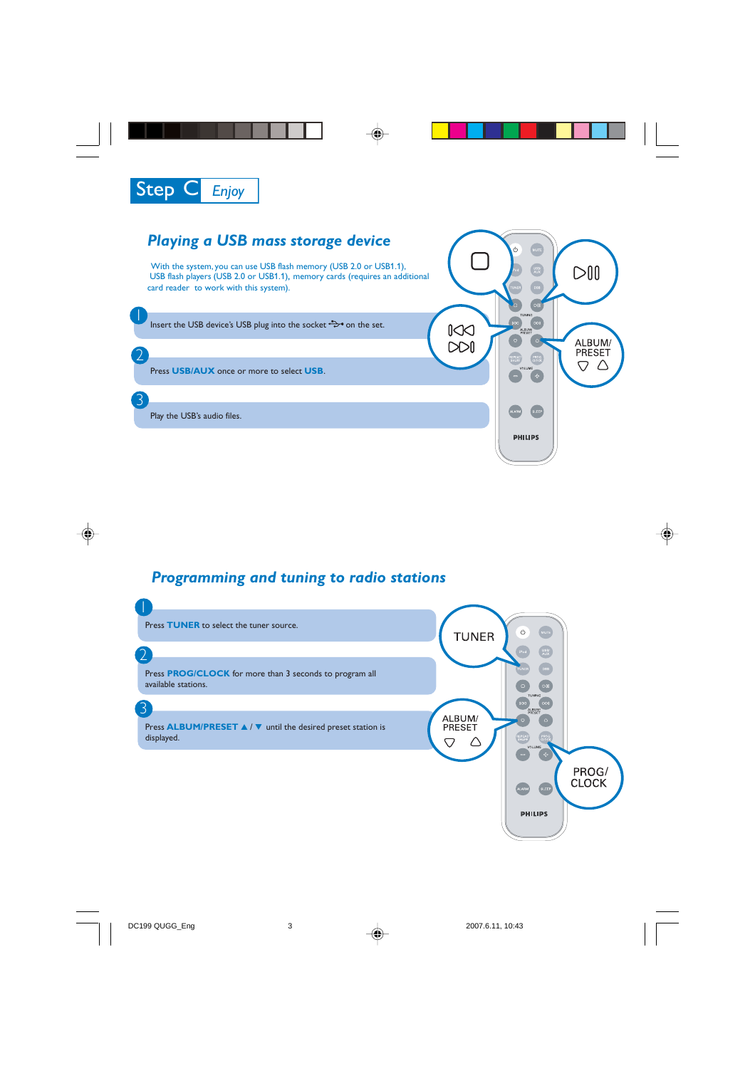# Step C Enjoy

## Playing a USB mass storage device

With the system, you can use USB flash memory (USB 2.0 or USB1.1), USB flash players (USB 2.0 or USB1.1), memory cards (requires an additional card reader to work with this system).

1. Insert the USB device's USB plug into the socket on the set.
2. Press **USB/AUX** once or more to select **USB**.
3. Play the USB's audio files.

## Programming and tuning to radio stations

1. Press **TUNER** to select the tuner source.
2. Press **PROG/CLOCK** for more than 3 seconds to program all available stations.
3. Press **ALBUM/PRESET ▲ / ▼** until the desired preset station is displayed.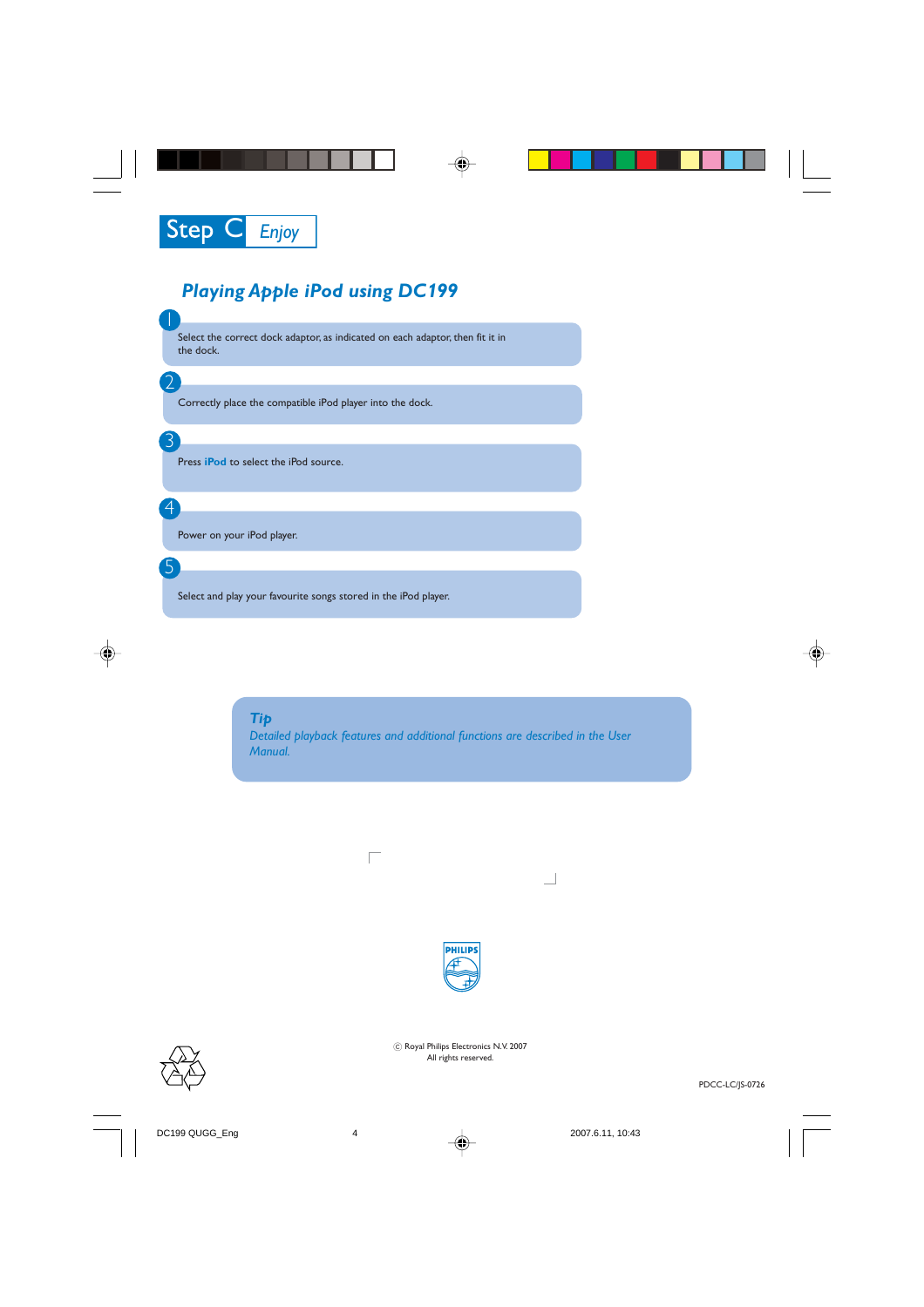# Step C Enjoy

## Playing Apple iPod using DC199

1. Select the correct dock adaptor, as indicated on each adaptor, then fit it in the dock.
2. Correctly place the compatible iPod player into the dock.
3. Press **iPod** to select the iPod source.
4. Power on your iPod player.
5. Select and play your favourite songs stored in the iPod player.

***Tip***
*Detailed playback features and additional functions are described in the User Manual.*

PHILIPS

© Royal Philips Electronics N.V. 2007
All rights reserved.

PDCC-LC/JS-0726